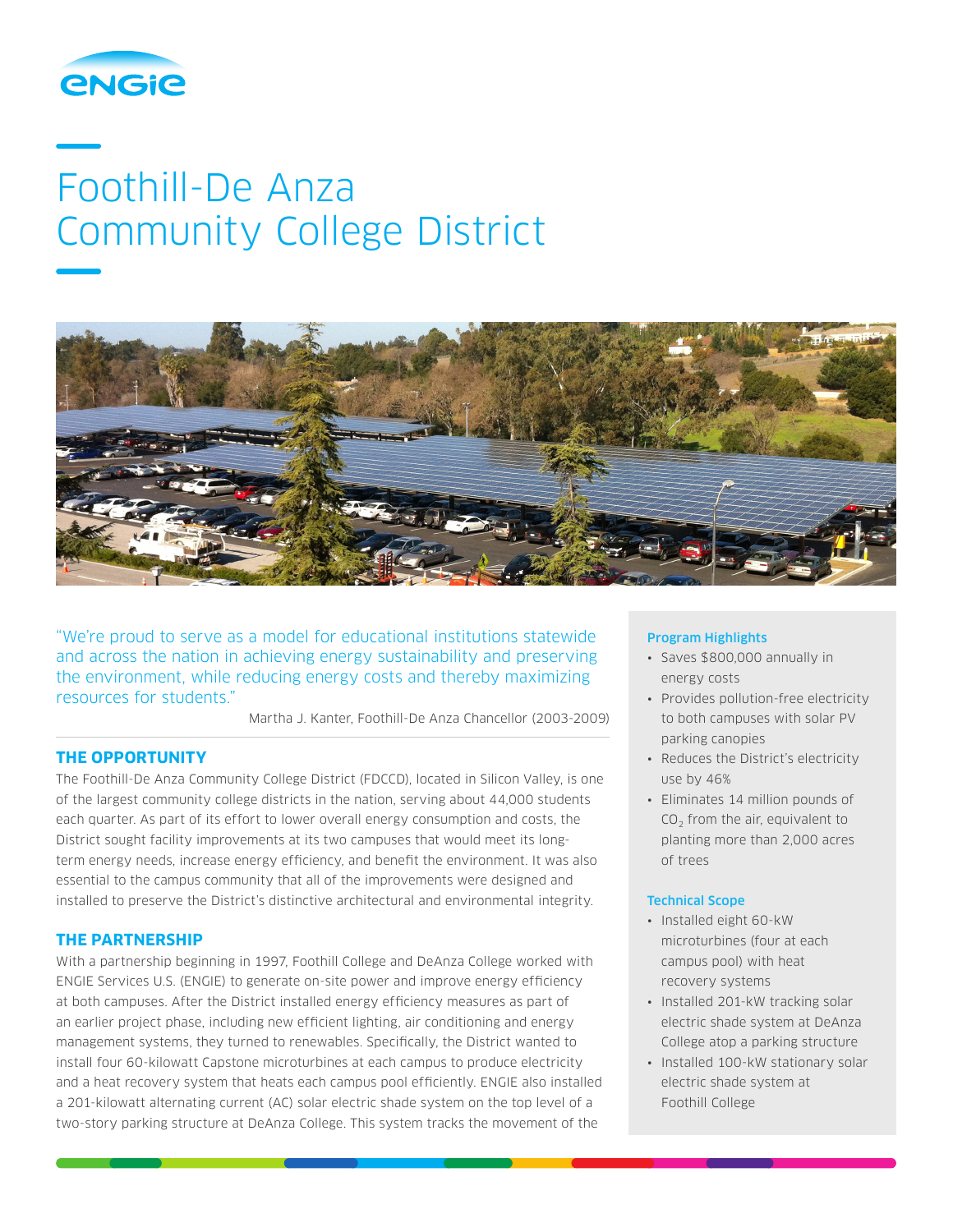# Foothill-De Anza Community College District

"We're proud to serve as a model for educational institutions statewide and across the nation in achieving energy sustainability and preserving the environment, while reducing energy costs and thereby maximizing resources for students."

Martha J. Kanter, Foothill-De Anza Chancellor (2003-2009)

## THE OPPORTUNITY

The Foothill-De Anza Community College District (FDCCD), located in Silicon Valley, is one of the largest community college districts in the nation, serving about 44,000 students each quarter. As part of its effort to lower overall energy consumption and costs, the District sought facility improvements at its two campuses that would meet its long-term energy needs, increase energy efficiency, and benefit the environment. It was also essential to the campus community that all of the improvements were designed and installed to preserve the District's distinctive architectural and environmental integrity.

## THE PARTNERSHIP

With a partnership beginning in 1997, Foothill College and DeAnza College worked with ENGIE Services U.S. (ENGIE) to generate on-site power and improve energy efficiency at both campuses. After the District installed energy efficiency measures as part of an earlier project phase, including new efficient lighting, air conditioning and energy management systems, they turned to renewables. Specifically, the District wanted to install four 60-kilowatt Capstone microturbines at each campus to produce electricity and a heat recovery system that heats each campus pool efficiently. ENGIE also installed a 201-kilowatt alternating current (AC) solar electric shade system on the top level of a two-story parking structure at DeAnza College. This system tracks the movement of the

### Program Highlights

- Saves $800,000 annually in energy costs
- Provides pollution-free electricity to both campuses with solar PV parking canopies
- Reduces the District's electricity use by 46%
- Eliminates 14 million pounds of $CO_2$ from the air, equivalent to planting more than 2,000 acres of trees

### Technical Scope

- Installed eight 60-kW microturbines (four at each campus pool) with heat recovery systems
- Installed 201-kW tracking solar electric shade system at DeAnza College atop a parking structure
- Installed 100-kW stationary solar electric shade system at Foothill College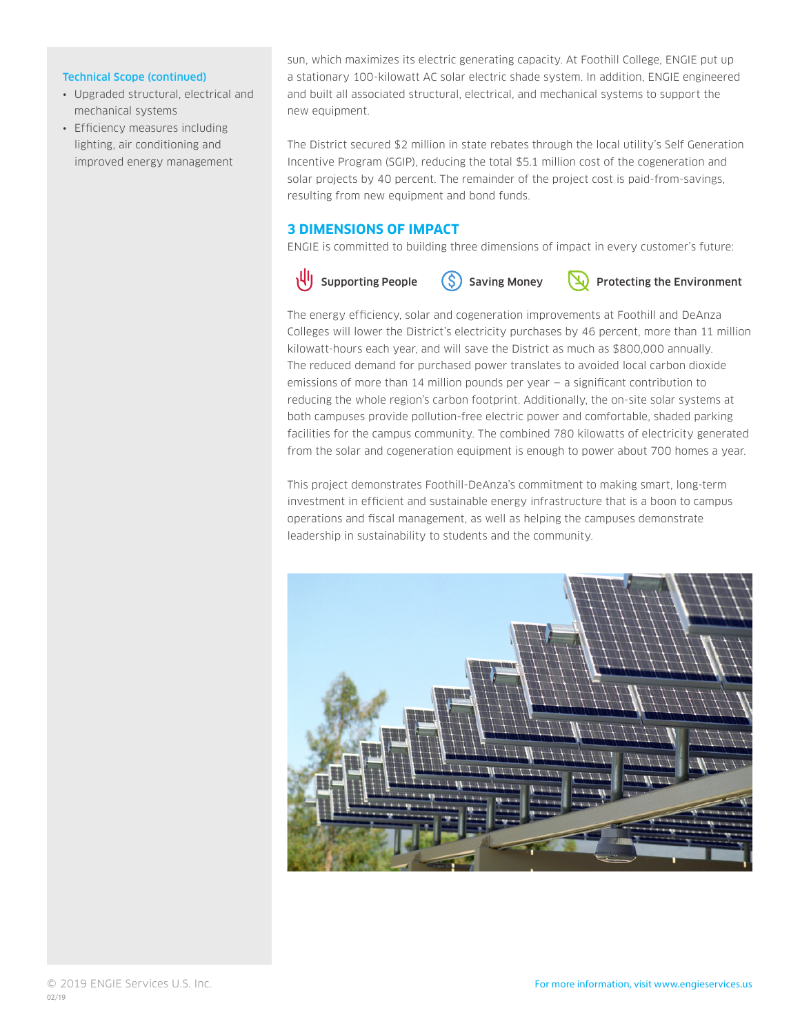**Technical Scope (continued)**

- Upgraded structural, electrical and mechanical systems
- Efficiency measures including lighting, air conditioning and improved energy management

sun, which maximizes its electric generating capacity. At Foothill College, ENGIE put up a stationary 100-kilowatt AC solar electric shade system. In addition, ENGIE engineered and built all associated structural, electrical, and mechanical systems to support the new equipment.

The District secured $2 million in state rebates through the local utility's Self Generation Incentive Program (SGIP), reducing the total $5.1 million cost of the cogeneration and solar projects by 40 percent. The remainder of the project cost is paid-from-savings, resulting from new equipment and bond funds.

## 3 DIMENSIONS OF IMPACT

ENGIE is committed to building three dimensions of impact in every customer's future:

**Supporting People** **Saving Money** **Protecting the Environment**

The energy efficiency, solar and cogeneration improvements at Foothill and DeAnza Colleges will lower the District's electricity purchases by 46 percent, more than 11 million kilowatt-hours each year, and will save the District as much as $800,000 annually. The reduced demand for purchased power translates to avoided local carbon dioxide emissions of more than 14 million pounds per year – a significant contribution to reducing the whole region's carbon footprint. Additionally, the on-site solar systems at both campuses provide pollution-free electric power and comfortable, shaded parking facilities for the campus community. The combined 780 kilowatts of electricity generated from the solar and cogeneration equipment is enough to power about 700 homes a year.

This project demonstrates Foothill-DeAnza's commitment to making smart, long-term investment in efficient and sustainable energy infrastructure that is a boon to campus operations and fiscal management, as well as helping the campuses demonstrate leadership in sustainability to students and the community.

© 2019 ENGIE Services U.S. Inc.
02/19

For more information, visit www.engieservices.us